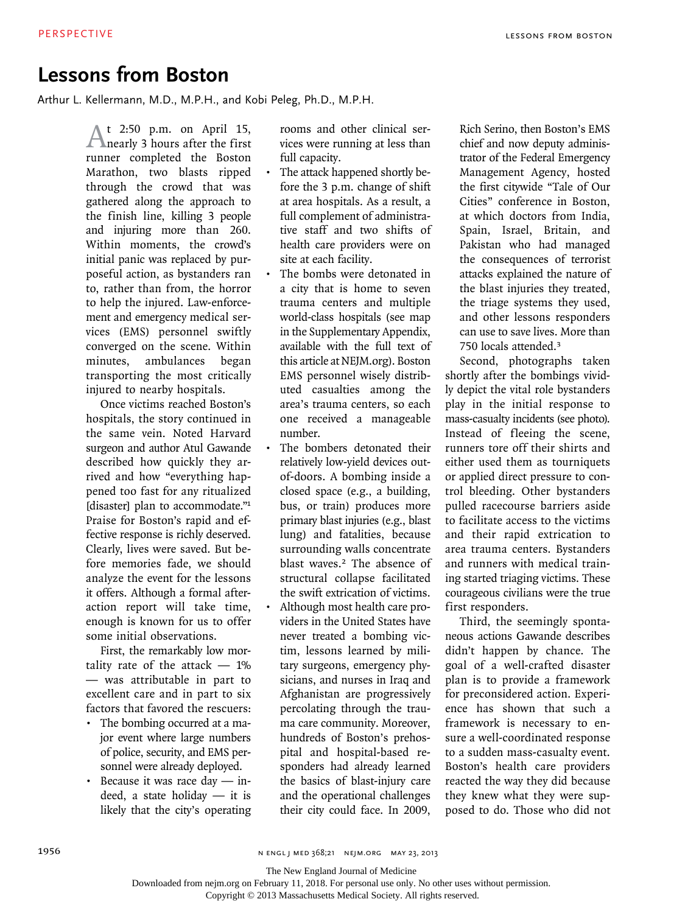# Lessons from Boston

Arthur L. Kellermann, M.D., M.P.H., and Kobi Peleg, Ph.D., M.P.H.

At 2:50 p.m. on April 15, nearly 3 hours after the first runner completed the Boston Marathon, two blasts ripped through the crowd that was gathered along the approach to the finish line, killing 3 people and injuring more than 260. Within moments, the crowd's initial panic was replaced by purposeful action, as bystanders ran to, rather than from, the horror to help the injured. Law-enforcement and emergency medical services (EMS) personnel swiftly converged on the scene. Within minutes, ambulances began transporting the most critically injured to nearby hospitals.

Once victims reached Boston's hospitals, the story continued in the same vein. Noted Harvard surgeon and author Atul Gawande described how quickly they arrived and how "everything happened too fast for any ritualized [disaster] plan to accommodate."[1] Praise for Boston's rapid and effective response is richly deserved. Clearly, lives were saved. But before memories fade, we should analyze the event for the lessons it offers. Although a formal after-action report will take time, enough is known for us to offer some initial observations.

First, the remarkably low mortality rate of the attack — 1% — was attributable in part to excellent care and in part to six factors that favored the rescuers:

- The bombing occurred at a major event where large numbers of police, security, and EMS personnel were already deployed.
- Because it was race day — indeed, a state holiday — it is likely that the city's operating rooms and other clinical services were running at less than full capacity.
- The attack happened shortly before the 3 p.m. change of shift at area hospitals. As a result, a full complement of administrative staff and two shifts of health care providers were on site at each facility.
- The bombs were detonated in a city that is home to seven trauma centers and multiple world-class hospitals (see map in the Supplementary Appendix, available with the full text of this article at NEJM.org). Boston EMS personnel wisely distributed casualties among the area's trauma centers, so each one received a manageable number.
- The bombers detonated their relatively low-yield devices out-of-doors. A bombing inside a closed space (e.g., a building, bus, or train) produces more primary blast injuries (e.g., blast lung) and fatalities, because surrounding walls concentrate blast waves.[2] The absence of structural collapse facilitated the swift extrication of victims.
- Although most health care providers in the United States have never treated a bombing victim, lessons learned by military surgeons, emergency physicians, and nurses in Iraq and Afghanistan are progressively percolating through the trauma care community. Moreover, hundreds of Boston's prehospital and hospital-based responders had already learned the basics of blast-injury care and the operational challenges their city could face. In 2009, Rich Serino, then Boston's EMS chief and now deputy administrator of the Federal Emergency Management Agency, hosted the first citywide "Tale of Our Cities" conference in Boston, at which doctors from India, Spain, Israel, Britain, and Pakistan who had managed the consequences of terrorist attacks explained the nature of the blast injuries they treated, the triage systems they used, and other lessons responders can use to save lives. More than 750 locals attended.[3]

Second, photographs taken shortly after the bombings vividly depict the vital role bystanders play in the initial response to mass-casualty incidents (see photo). Instead of fleeing the scene, runners tore off their shirts and either used them as tourniquets or applied direct pressure to control bleeding. Other bystanders pulled racecourse barriers aside to facilitate access to the victims and their rapid extrication to area trauma centers. Bystanders and runners with medical training started triaging victims. These courageous civilians were the true first responders.

Third, the seemingly spontaneous actions Gawande describes didn't happen by chance. The goal of a well-crafted disaster plan is to provide a framework for preconsidered action. Experience has shown that such a framework is necessary to ensure a well-coordinated response to a sudden mass-casualty event. Boston's health care providers reacted the way they did because they knew what they were supposed to do. Those who did not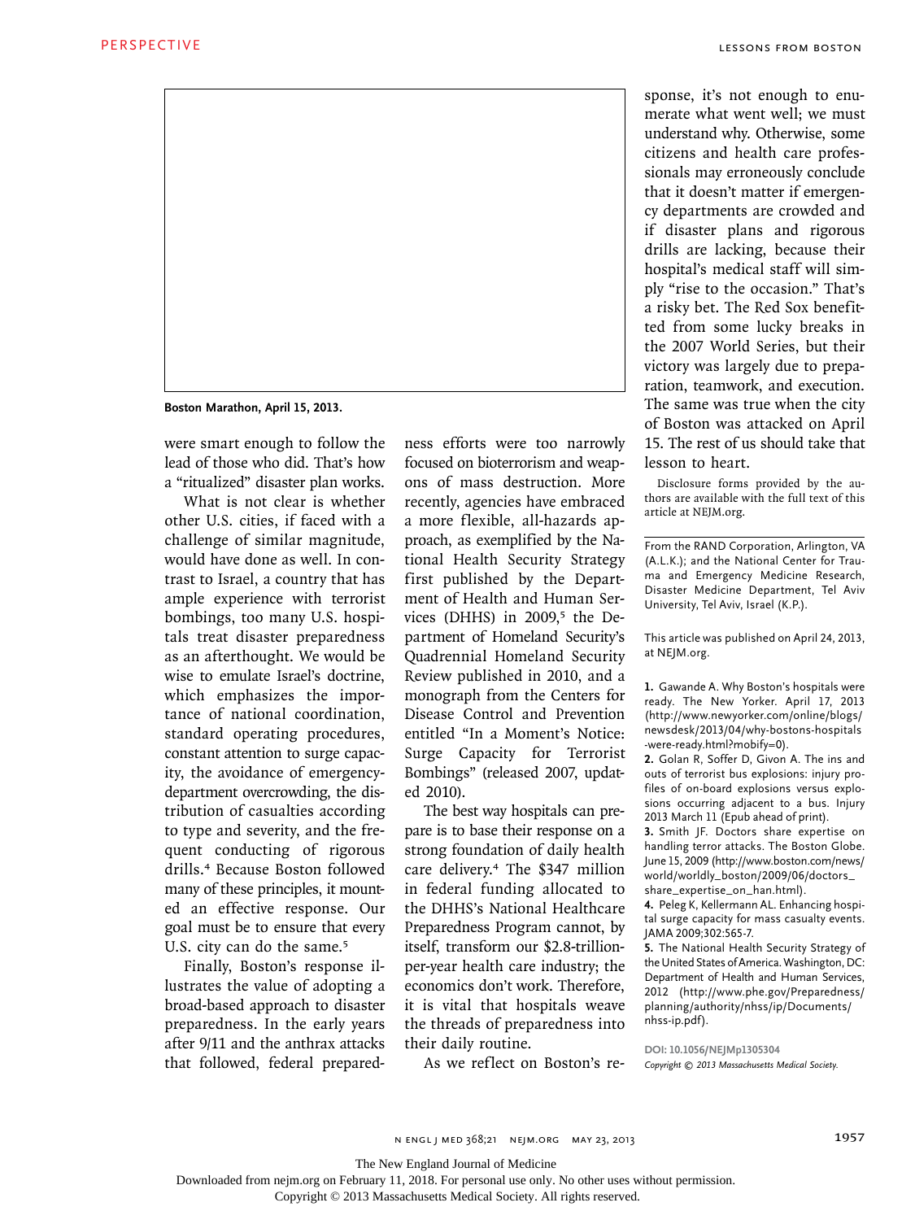Boston Marathon, April 15, 2013.

were smart enough to follow the lead of those who did. That's how a "ritualized" disaster plan works.

What is not clear is whether other U.S. cities, if faced with a challenge of similar magnitude, would have done as well. In contrast to Israel, a country that has ample experience with terrorist bombings, too many U.S. hospitals treat disaster preparedness as an afterthought. We would be wise to emulate Israel's doctrine, which emphasizes the importance of national coordination, standard operating procedures, constant attention to surge capacity, the avoidance of emergency-department overcrowding, the distribution of casualties according to type and severity, and the frequent conducting of rigorous drills.[4] Because Boston followed many of these principles, it mounted an effective response. Our goal must be to ensure that every U.S. city can do the same.[5]

Finally, Boston's response illustrates the value of adopting a broad-based approach to disaster preparedness. In the early years after 9/11 and the anthrax attacks that followed, federal preparedness efforts were too narrowly focused on bioterrorism and weapons of mass destruction. More recently, agencies have embraced a more flexible, all-hazards approach, as exemplified by the National Health Security Strategy first published by the Department of Health and Human Services (DHHS) in 2009,[5] the Department of Homeland Security's Quadrennial Homeland Security Review published in 2010, and a monograph from the Centers for Disease Control and Prevention entitled "In a Moment's Notice: Surge Capacity for Terrorist Bombings" (released 2007, updated 2010).

The best way hospitals can prepare is to base their response on a strong foundation of daily health care delivery.[4] The $347 million in federal funding allocated to the DHHS's National Healthcare Preparedness Program cannot, by itself, transform our $2.8-trillion-per-year health care industry; the economics don't work. Therefore, it is vital that hospitals weave the threads of preparedness into their daily routine.

As we reflect on Boston's response, it's not enough to enumerate what went well; we must understand why. Otherwise, some citizens and health care professionals may erroneously conclude that it doesn't matter if emergency departments are crowded and if disaster plans and rigorous drills are lacking, because their hospital's medical staff will simply "rise to the occasion." That's a risky bet. The Red Sox benefitted from some lucky breaks in the 2007 World Series, but their victory was largely due to preparation, teamwork, and execution. The same was true when the city of Boston was attacked on April 15. The rest of us should take that lesson to heart.

Disclosure forms provided by the authors are available with the full text of this article at NEJM.org.

From the RAND Corporation, Arlington, VA (A.L.K.); and the National Center for Trauma and Emergency Medicine Research, Disaster Medicine Department, Tel Aviv University, Tel Aviv, Israel (K.P.).

This article was published on April 24, 2013, at NEJM.org.

1. Gawande A. Why Boston's hospitals were ready. The New Yorker. April 17, 2013 (http://www.newyorker.com/online/blogs/newsdesk/2013/04/why-bostons-hospitals-were-ready.html?mobify=0).
2. Golan R, Soffer D, Givon A. The ins and outs of terrorist bus explosions: injury profiles of on-board explosions versus explosions occurring adjacent to a bus. Injury 2013 March 11 (Epub ahead of print).
3. Smith JF. Doctors share expertise on handling terror attacks. The Boston Globe. June 15, 2009 (http://www.boston.com/news/world/worldly_boston/2009/06/doctors_share_expertise_on_han.html).
4. Peleg K, Kellermann AL. Enhancing hospital surge capacity for mass casualty events. JAMA 2009;302:565-7.
5. The National Health Security Strategy of the United States of America. Washington, DC: Department of Health and Human Services, 2012 (http://www.phe.gov/Preparedness/planning/authority/nhss/ip/Documents/nhss-ip.pdf).

DOI: 10.1056/NEJMp1305304
*Copyright © 2013 Massachusetts Medical Society.*